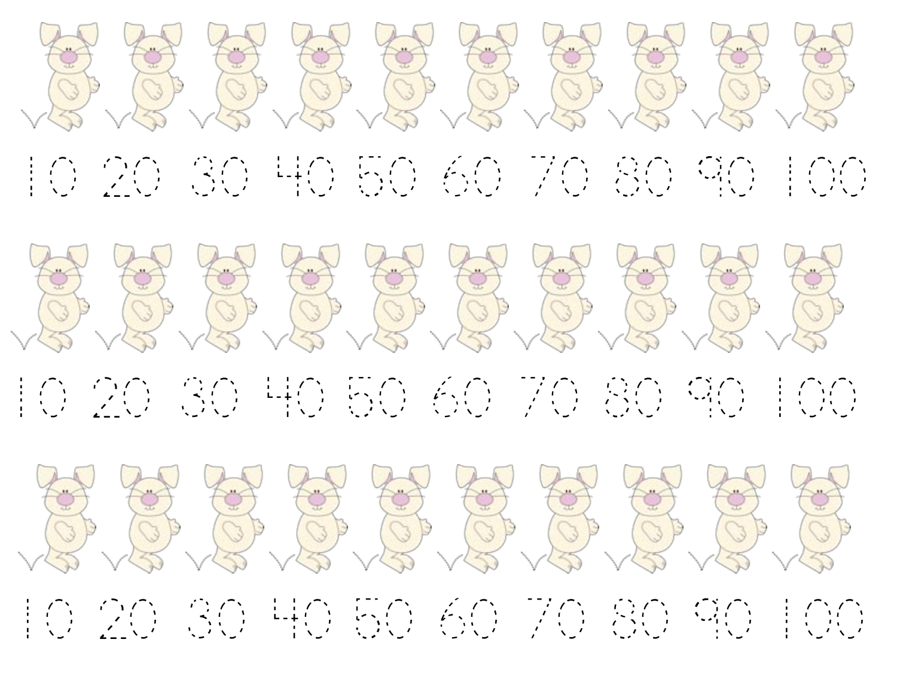10 20 30 40 50 60 70 80 90 100

10 20 30 40 50 60 70 80 90 100

10 20 30 40 50 60 70 80 90 100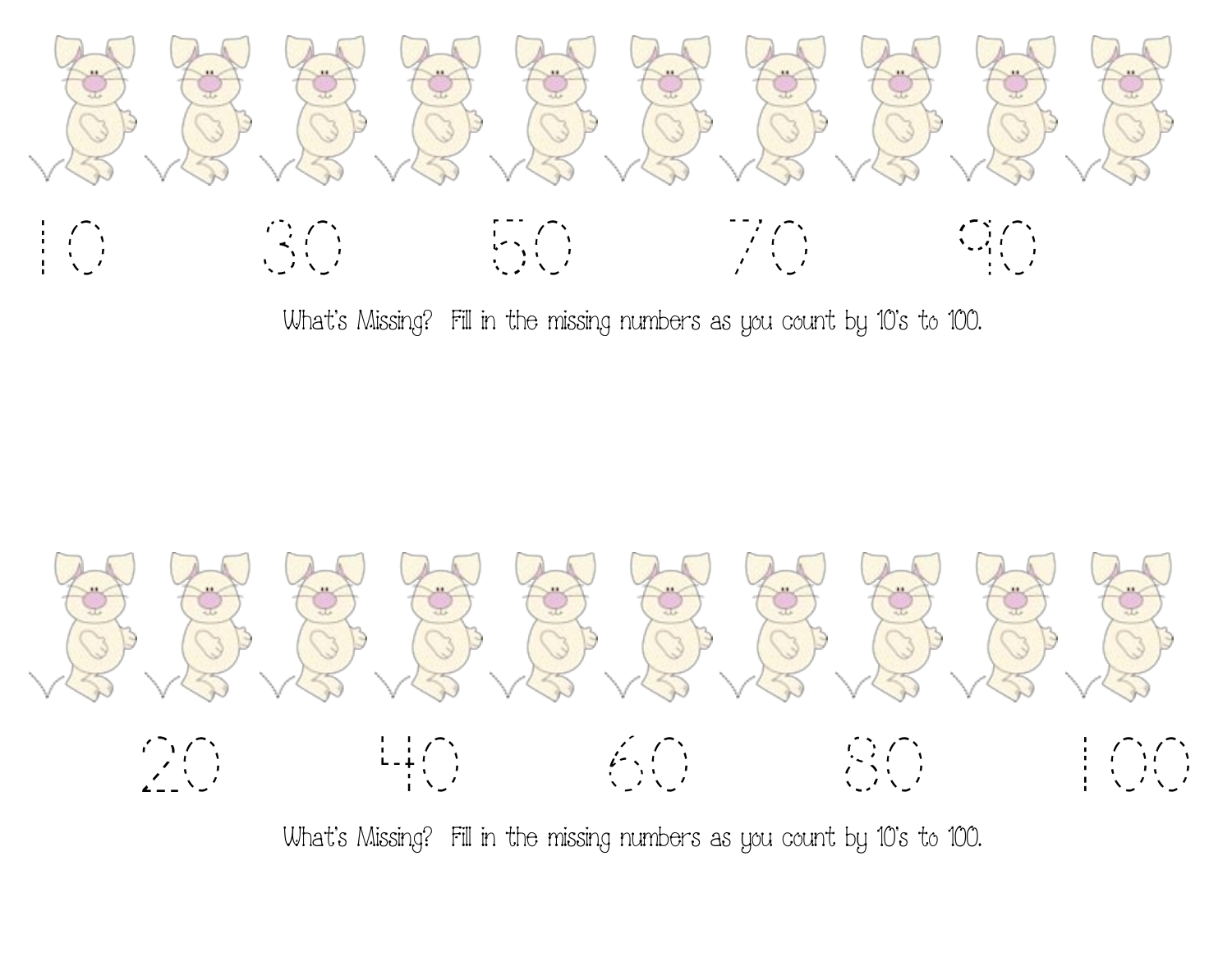10 30 50 70 90

What's Missing? Fill in the missing numbers as you count by 10's to 100.

20 40 60 80 100

What's Missing? Fill in the missing numbers as you count by 10's to 100.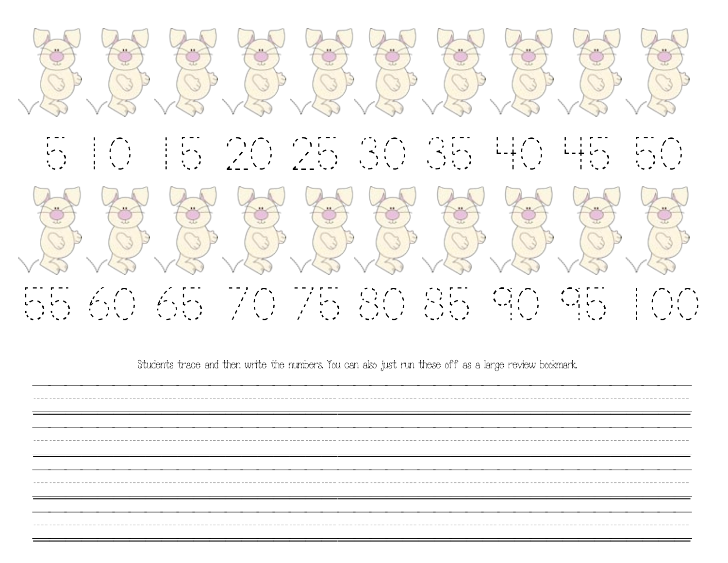5 10 15 20 25 30 35 40 45 50

55 60 65 70 75 80 85 90 95 100

Students trace and then write the numbers. You can also just run these off as a large review bookmark.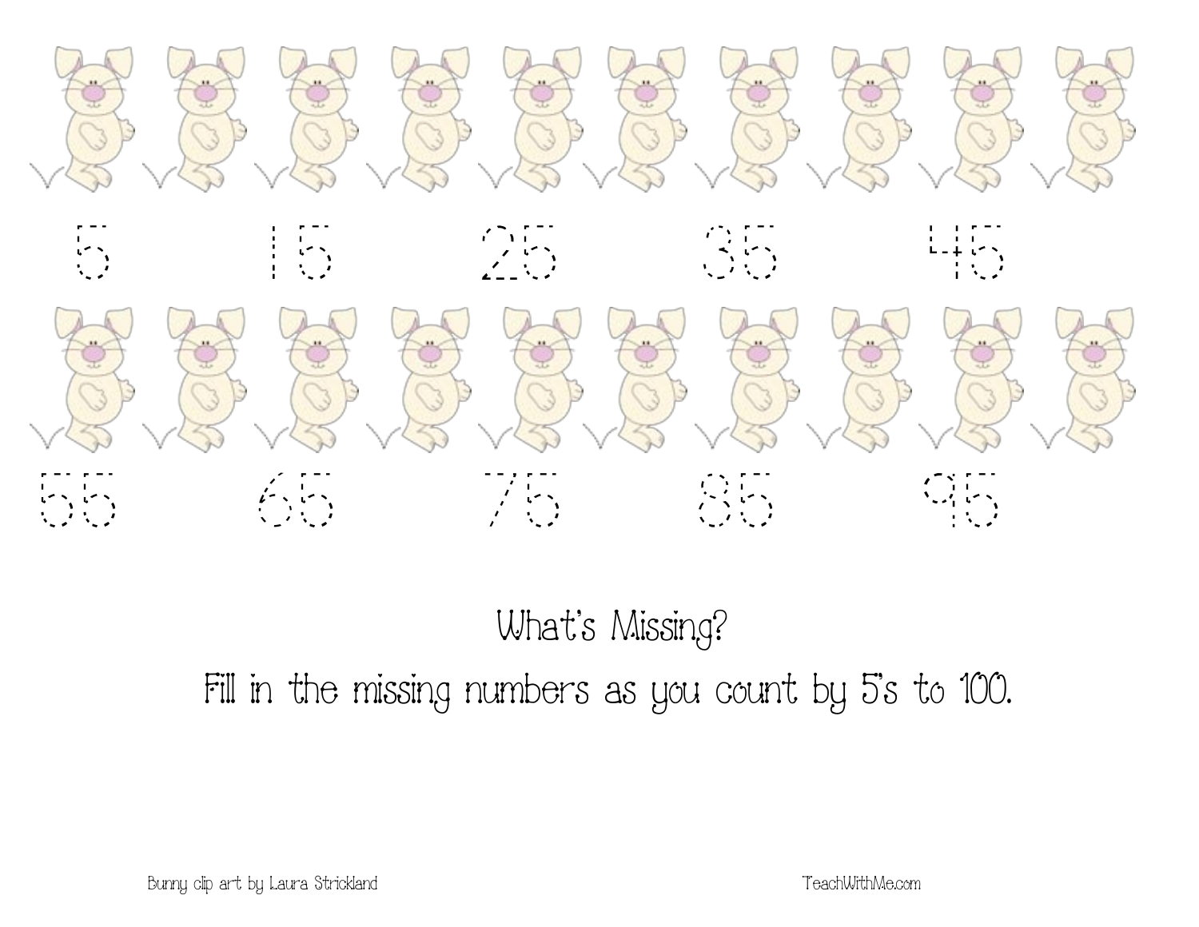5 15 25 35 45

55 65 75 85 95

What's Missing?

Fill in the missing numbers as you count by 5's to 100.

Bunny clip art by Laura Strickland

TeachWithMe.com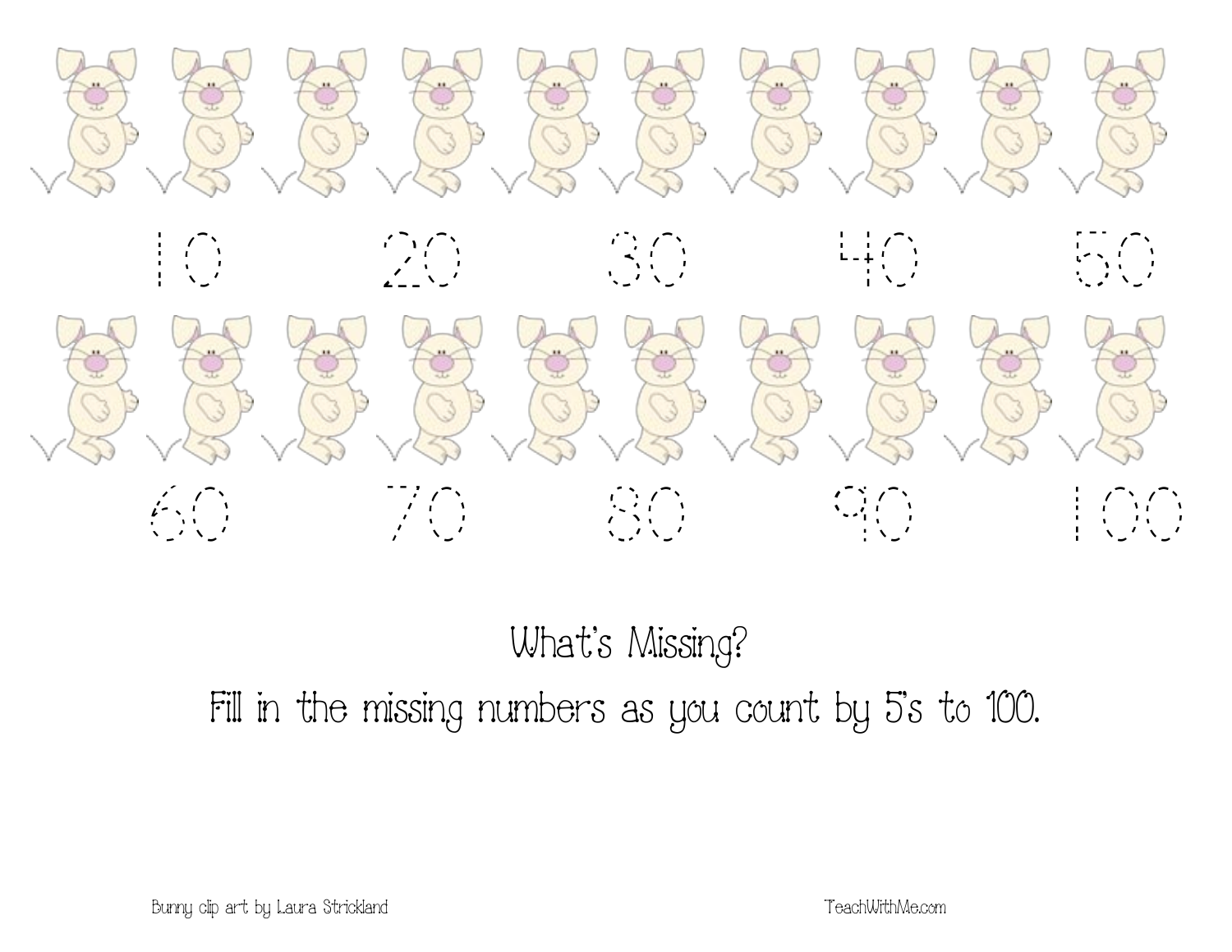10 20 30 40 50

60 70 80 90 100

What's Missing?

Fill in the missing numbers as you count by 5's to 100.

Bunny clip art by Laura Strickland

TeachWithMe.com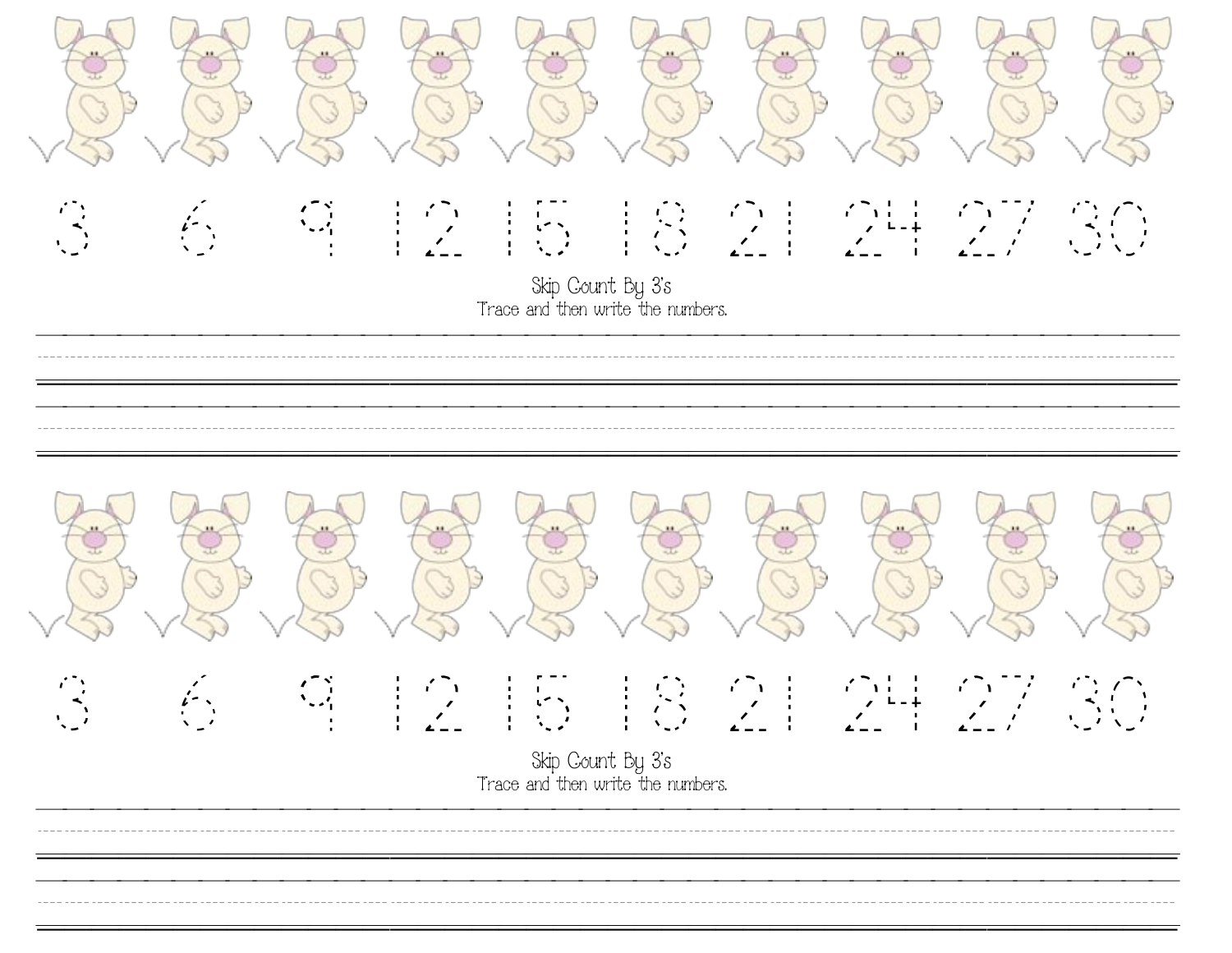3 6 9 12 15 18 21 24 27 30

Skip Count By 3's

Trace and then write the numbers.

3 6 9 12 15 18 21 24 27 30

Skip Count By 3's

Trace and then write the numbers.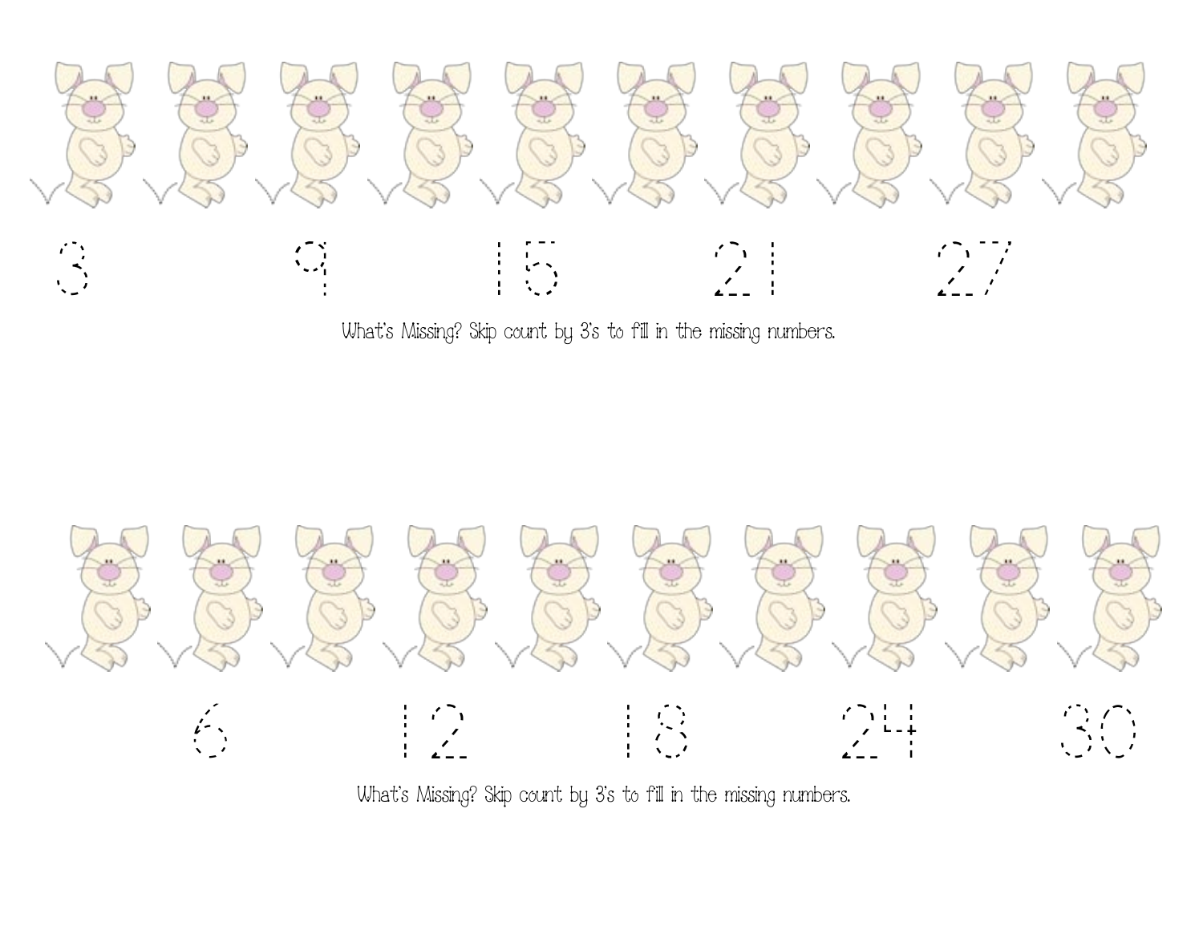3 _ 9 _ 15 _ 21 _ 27 _

What's Missing? Skip count by 3's to fill in the missing numbers.

_ 6 _ 12 _ 18 _ 24 _ 30

What's Missing? Skip count by 3's to fill in the missing numbers.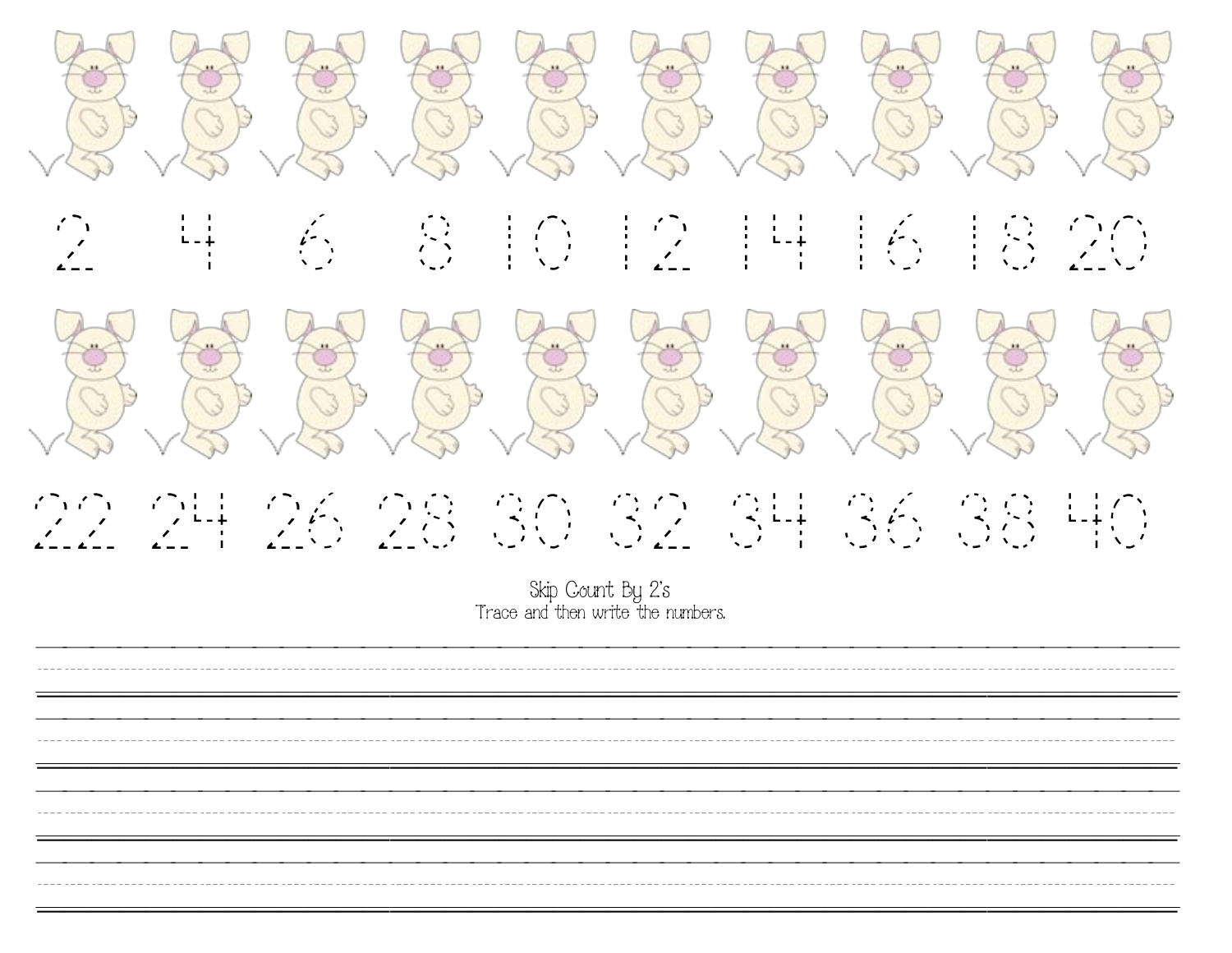2 4 6 8 10 12 14 16 18 20

22 24 26 28 30 32 34 36 38 40

Skip Count By 2's

Trace and then write the numbers.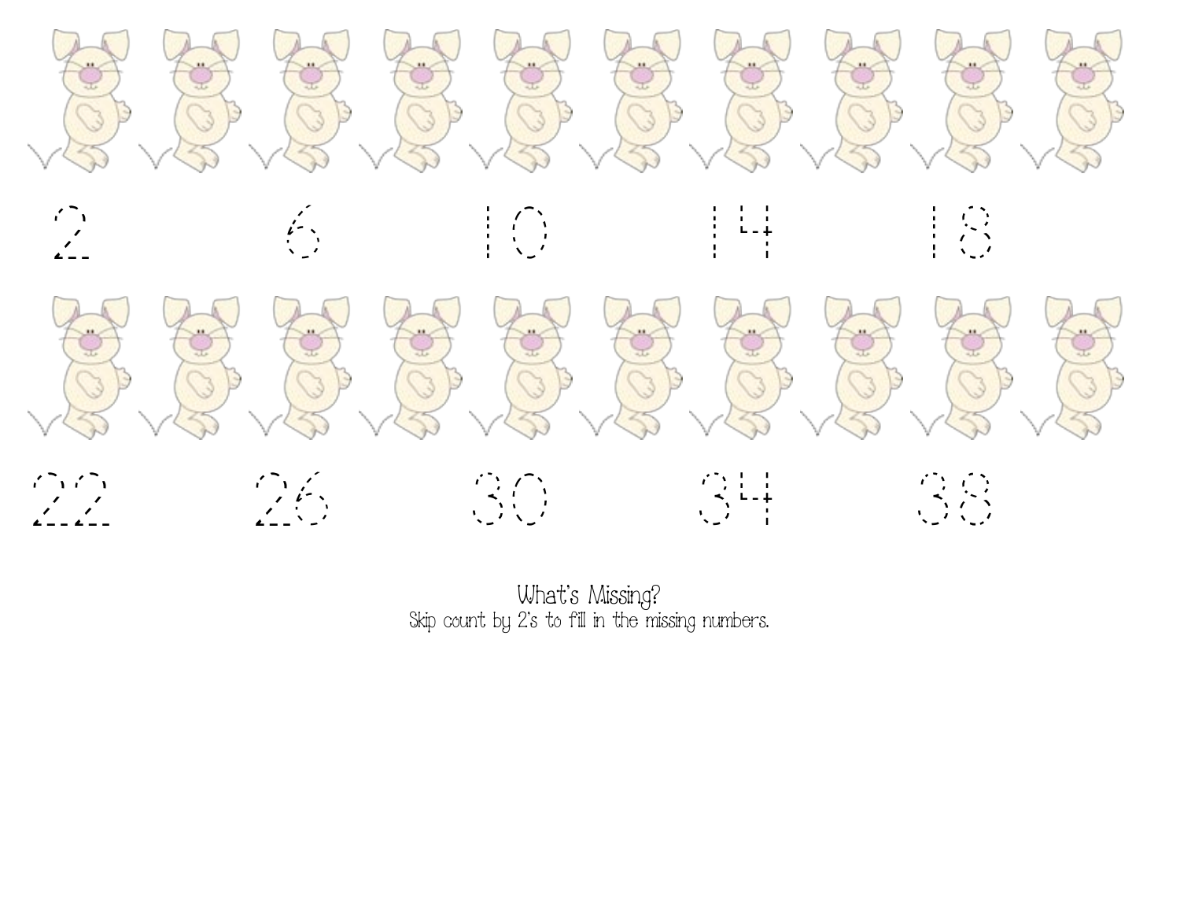2 6 10 14 18

22 26 30 34 38

What's Missing?

Skip count by 2's to fill in the missing numbers.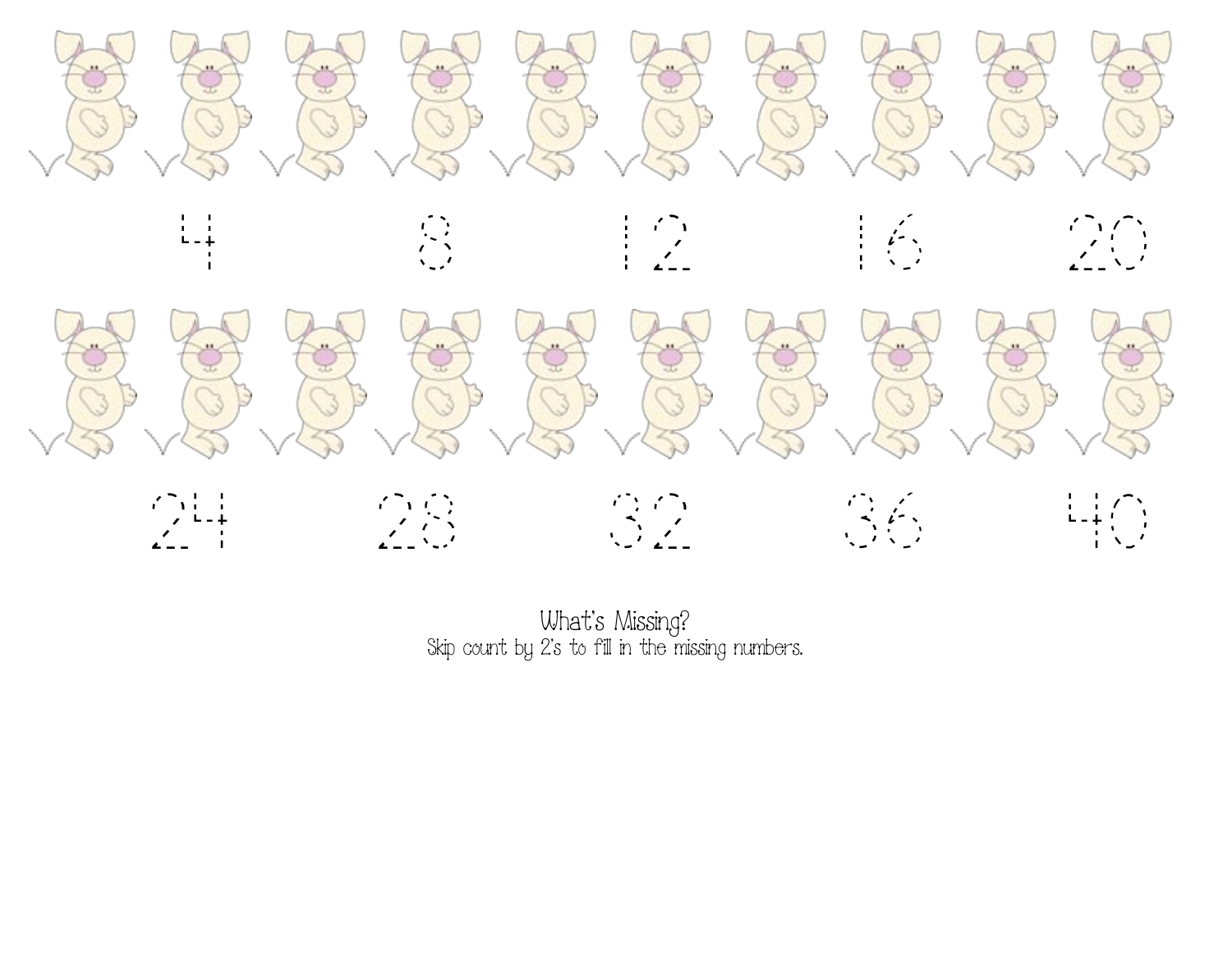4 8 12 16 20

24 28 32 36 40

What's Missing?

Skip count by 2's to fill in the missing numbers.